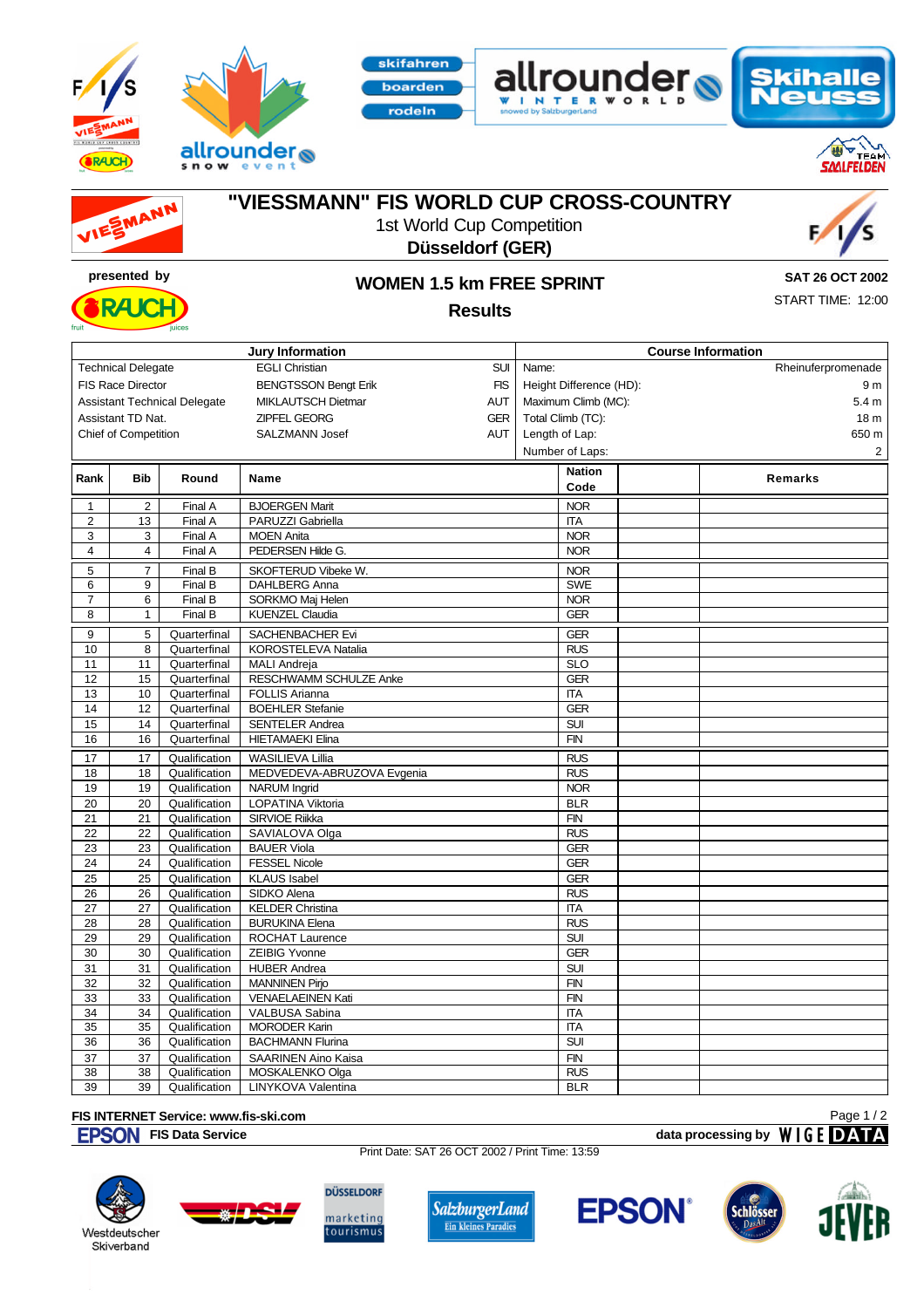# "VIESSMANN" FIS WORLD CUP CROSS-COUNTRY

1st World Cup Competition

**Düsseldorf (GER)**

presented by

## WOMEN 1.5 km FREE SPRINT

**Results**

**SAT 26 OCT 2002**

START TIME: 12:00

| Jury Information | | | Course Information | |
|---|---|---|---|---|
| Technical Delegate | EGLI Christian | SUI | Name: | Rheinuferpromenade |
| FIS Race Director | BENGTSSON Bengt Erik | FIS | Height Difference (HD): | 9 m |
| Assistant Technical Delegate | MIKLAUTSCH Dietmar | AUT | Maximum Climb (MC): | 5.4 m |
| Assistant TD Nat. | ZIPFEL GEORG | GER | Total Climb (TC): | 18 m |
| Chief of Competition | SALZMANN Josef | AUT | Length of Lap: | 650 m |
| | | | Number of Laps: | 2 |

| Rank | Bib | Round | Name | Nation Code | | Remarks |
|---|---|---|---|---|---|---|
| 1 | 2 | Final A | BJOERGEN Marit | NOR | | |
| 2 | 13 | Final A | PARUZZI Gabriella | ITA | | |
| 3 | 3 | Final A | MOEN Anita | NOR | | |
| 4 | 4 | Final A | PEDERSEN Hilde G. | NOR | | |
| 5 | 7 | Final B | SKOFTERUD Vibeke W. | NOR | | |
| 6 | 9 | Final B | DAHLBERG Anna | SWE | | |
| 7 | 6 | Final B | SORKMO Maj Helen | NOR | | |
| 8 | 1 | Final B | KUENZEL Claudia | GER | | |
| 9 | 5 | Quarterfinal | SACHENBACHER Evi | GER | | |
| 10 | 8 | Quarterfinal | KOROSTELEVA Natalia | RUS | | |
| 11 | 11 | Quarterfinal | MALI Andreja | SLO | | |
| 12 | 15 | Quarterfinal | RESCHWAMM SCHULZE Anke | GER | | |
| 13 | 10 | Quarterfinal | FOLLIS Arianna | ITA | | |
| 14 | 12 | Quarterfinal | BOEHLER Stefanie | GER | | |
| 15 | 14 | Quarterfinal | SENTELER Andrea | SUI | | |
| 16 | 16 | Quarterfinal | HIETAMAEKI Elina | FIN | | |
| 17 | 17 | Qualification | WASILIEVA Lillia | RUS | | |
| 18 | 18 | Qualification | MEDVEDEVA-ABRUZOVA Evgenia | RUS | | |
| 19 | 19 | Qualification | NARUM Ingrid | NOR | | |
| 20 | 20 | Qualification | LOPATINA Viktoria | BLR | | |
| 21 | 21 | Qualification | SIRVIOE Riikka | FIN | | |
| 22 | 22 | Qualification | SAVIALOVA Olga | RUS | | |
| 23 | 23 | Qualification | BAUER Viola | GER | | |
| 24 | 24 | Qualification | FESSEL Nicole | GER | | |
| 25 | 25 | Qualification | KLAUS Isabel | GER | | |
| 26 | 26 | Qualification | SIDKO Alena | RUS | | |
| 27 | 27 | Qualification | KELDER Christina | ITA | | |
| 28 | 28 | Qualification | BURUKINA Elena | RUS | | |
| 29 | 29 | Qualification | ROCHAT Laurence | SUI | | |
| 30 | 30 | Qualification | ZEIBIG Yvonne | GER | | |
| 31 | 31 | Qualification | HUBER Andrea | SUI | | |
| 32 | 32 | Qualification | MANNINEN Pirjo | FIN | | |
| 33 | 33 | Qualification | VENAELAEINEN Kati | FIN | | |
| 34 | 34 | Qualification | VALBUSA Sabina | ITA | | |
| 35 | 35 | Qualification | MORODER Karin | ITA | | |
| 36 | 36 | Qualification | BACHMANN Flurina | SUI | | |
| 37 | 37 | Qualification | SAARINEN Aino Kaisa | FIN | | |
| 38 | 38 | Qualification | MOSKALENKO Olga | RUS | | |
| 39 | 39 | Qualification | LINYKOVA Valentina | BLR | | |

**FIS INTERNET Service: www.fis-ski.com**

**FIS Data Service**

**data processing by** WIGE DATA

Print Date: SAT 26 OCT 2002 / Print Time: 13:59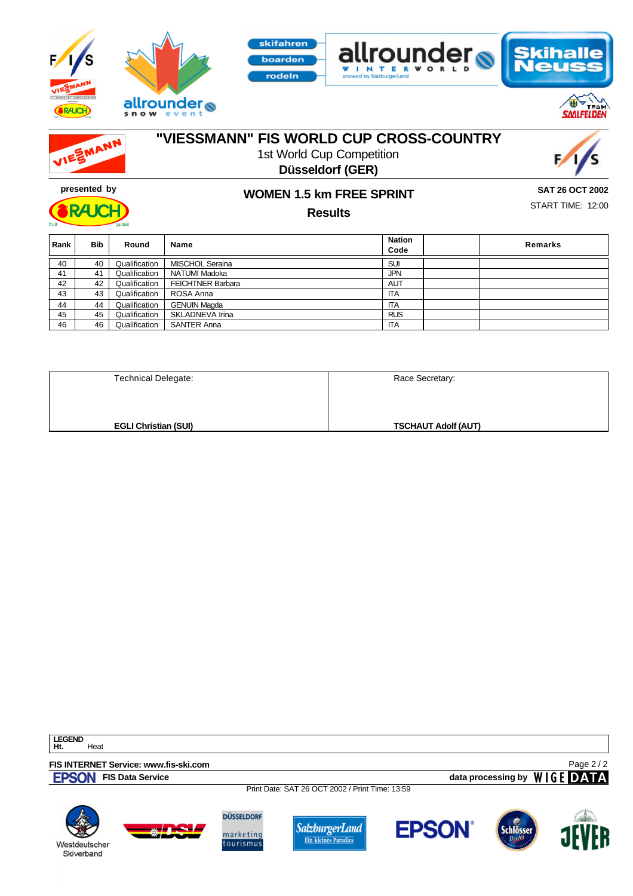# "VIESSMANN" FIS WORLD CUP CROSS-COUNTRY

1st World Cup Competition

**Düsseldorf (GER)**

**presented by**

## WOMEN 1.5 km FREE SPRINT

### Results

**SAT 26 OCT 2002**

START TIME: 12:00

| Rank | Bib | Round | Name | Nation Code | | Remarks |
|---|---|---|---|---|---|---|
| 40 | 40 | Qualification | MISCHOL Seraina | SUI | | |
| 41 | 41 | Qualification | NATUMI Madoka | JPN | | |
| 42 | 42 | Qualification | FEICHTNER Barbara | AUT | | |
| 43 | 43 | Qualification | ROSA Anna | ITA | | |
| 44 | 44 | Qualification | GENUIN Magda | ITA | | |
| 45 | 45 | Qualification | SKLADNEVA Irina | RUS | | |
| 46 | 46 | Qualification | SANTER Anna | ITA | | |

| Technical Delegate: | Race Secretary: |
|---|---|
| **EGLI Christian (SUI)** | **TSCHAUT Adolf (AUT)** |

**LEGEND**
**Ht.** Heat

**FIS INTERNET Service: www.fis-ski.com**

EPSON **FIS Data Service**

**data processing by** WIGE DATA

Print Date: SAT 26 OCT 2002 / Print Time: 13:59

Westdeutscher Skiverband